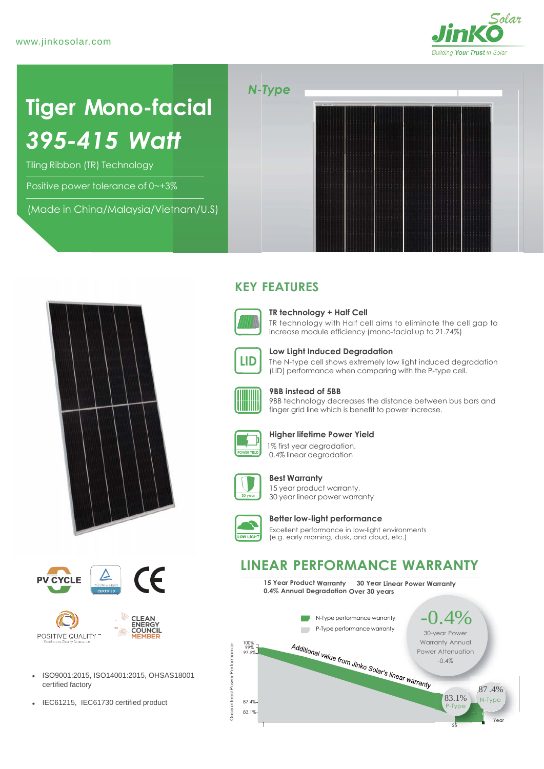www.jinkosolar.com

JinKO Solar — Building Your Trust in Solar

# Tiger Mono-facial
# *395-415 Watt*

Tiling Ribbon (TR) Technology

Positive power tolerance of 0~+3%

(Made in China/Malaysia/Vietnam/U.S)

*N-Type*

## KEY FEATURES

**TR technology + Half Cell**
TR technology with Half cell aims to eliminate the cell gap to increase module efficiency (mono-facial up to 21.74%)

**Low Light Induced Degradation**
The N-type cell shows extremely low light induced degradation (LID) performance when comparing with the P-type cell.

**9BB instead of 5BB**
9BB technology decreases the distance between bus bars and finger grid line which is benefit to power increase.

**Higher lifetime Power Yield**
1% first year degradation,
0.4% linear degradation

**Best Warranty**
15 year product warranty,
30 year linear power warranty

**Better low-light performance**
Excellent performance in low-light environments
(e.g. early morning, dusk, and cloud, etc.)

PV CYCLE | TÜVRheinland CERTIFIED | CE

POSITIVE QUALITY — Continuous Quality Assurance | CLEAN ENERGY COUNCIL MEMBER

- ISO9001:2015, ISO14001:2015, OHSAS18001 certified factory
- IEC61215, IEC61730 certified product

## LINEAR PERFORMANCE WARRANTY

**15 Year Product Warranty** **30 Year Linear Power Warranty**
**0.4% Annual Degradation Over 30 years**

N-Type performance warranty
P-Type performance warranty

-0.4%
30-year Power Warranty Annual Power Attenuation -0.4%

Guaranteed Power Performance: 100%, 99%, 97.5%, 87.4%, 83.1%

Additional value from Jinko Solar's linear warranty

83.1% P-Type
87.4% N-Type

Year: 1, 25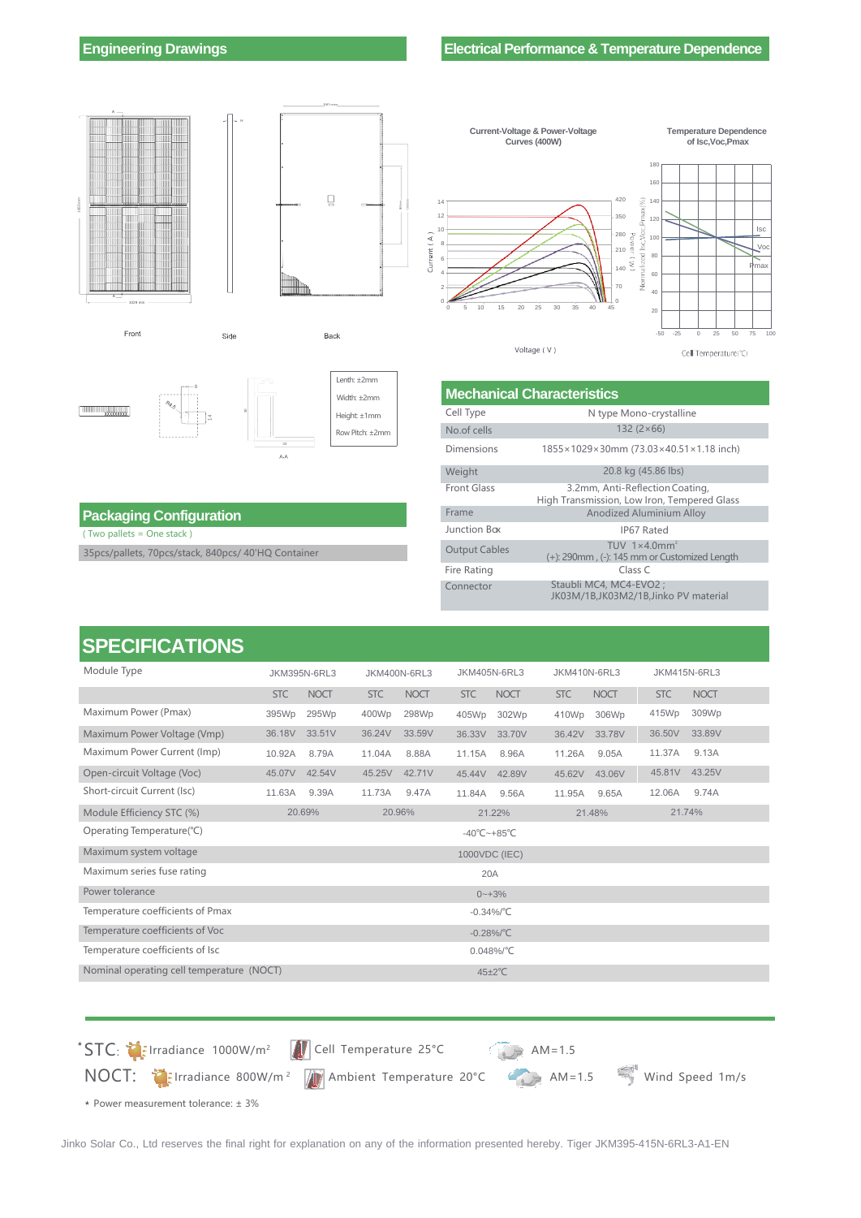## Engineering Drawings

Front

Side

Back

Lenth: ±2mm

Width: ±2mm

Height: ±1mm

Row Pitch: ±2mm

A-A

## Electrical Performance & Temperature Dependence

Current-Voltage & Power-Voltage Curves (400W)

Current ( A )

Power ( W )

Voltage ( V )

0 5 10 15 20 25 30 35 40 45

0 2 4 6 8 10 12 14

0 70 140 210 280 350 420

Temperature Dependence of Isc,Voc,Pmax

Normalized Isc,Voc,Pmax(%)

Cell Temperature(℃)

-50 -25 0 25 50 75 100

20 40 60 80 100 120 140 160 180

Isc

Voc

Pmax

## Packaging Configuration

( Two pallets = One stack )

35pcs/pallets, 70pcs/stack, 840pcs/ 40'HQ Container

## Mechanical Characteristics

| | |
|---|---|
| Cell Type | N type Mono-crystalline |
| No.of cells | 132 (2×66) |
| Dimensions | 1855×1029×30mm (73.03×40.51×1.18 inch) |
| Weight | 20.8 kg (45.86 lbs) |
| Front Glass | 3.2mm, Anti-Reflection Coating, High Transmission, Low Iron, Tempered Glass |
| Frame | Anodized Aluminium Alloy |
| Junction Box | IP67 Rated |
| Output Cables | TUV 1×4.0mm² (+): 290mm , (-): 145 mm or Customized Length |
| Fire Rating | Class C |
| Connector | Staubli MC4, MC4-EVO2 ; JK03M/1B,JK03M2/1B,Jinko PV material |

# SPECIFICATIONS

| Module Type | JKM395N-6RL3 | | JKM400N-6RL3 | | JKM405N-6RL3 | | JKM410N-6RL3 | | JKM415N-6RL3 | |
|---|---|---|---|---|---|---|---|---|---|---|
| | STC | NOCT | STC | NOCT | STC | NOCT | STC | NOCT | STC | NOCT |
| Maximum Power (Pmax) | 395Wp | 295Wp | 400Wp | 298Wp | 405Wp | 302Wp | 410Wp | 306Wp | 415Wp | 309Wp |
| Maximum Power Voltage (Vmp) | 36.18V | 33.51V | 36.24V | 33.59V | 36.33V | 33.70V | 36.42V | 33.78V | 36.50V | 33.89V |
| Maximum Power Current (Imp) | 10.92A | 8.79A | 11.04A | 8.88A | 11.15A | 8.96A | 11.26A | 9.05A | 11.37A | 9.13A |
| Open-circuit Voltage (Voc) | 45.07V | 42.54V | 45.25V | 42.71V | 45.44V | 42.89V | 45.62V | 43.06V | 45.81V | 43.25V |
| Short-circuit Current (Isc) | 11.63A | 9.39A | 11.73A | 9.47A | 11.84A | 9.56A | 11.95A | 9.65A | 12.06A | 9.74A |
| Module Efficiency STC (%) | 20.69% | | 20.96% | | 21.22% | | 21.48% | | 21.74% | |
| Operating Temperature(℃) | -40℃~+85℃ | | | | | | | | | |
| Maximum system voltage | 1000VDC (IEC) | | | | | | | | | |
| Maximum series fuse rating | 20A | | | | | | | | | |
| Power tolerance | 0~+3% | | | | | | | | | |
| Temperature coefficients of Pmax | -0.34%/℃ | | | | | | | | | |
| Temperature coefficients of Voc | -0.28%/℃ | | | | | | | | | |
| Temperature coefficients of Isc | 0.048%/℃ | | | | | | | | | |
| Nominal operating cell temperature (NOCT) | 45±2℃ | | | | | | | | | |

*STC: Irradiance 1000W/m² Cell Temperature 25°C AM=1.5

NOCT: Irradiance 800W/m² Ambient Temperature 20°C AM=1.5 Wind Speed 1m/s

* Power measurement tolerance: ± 3%

Jinko Solar Co., Ltd reserves the final right for explanation on any of the information presented hereby. Tiger JKM395-415N-6RL3-A1-EN